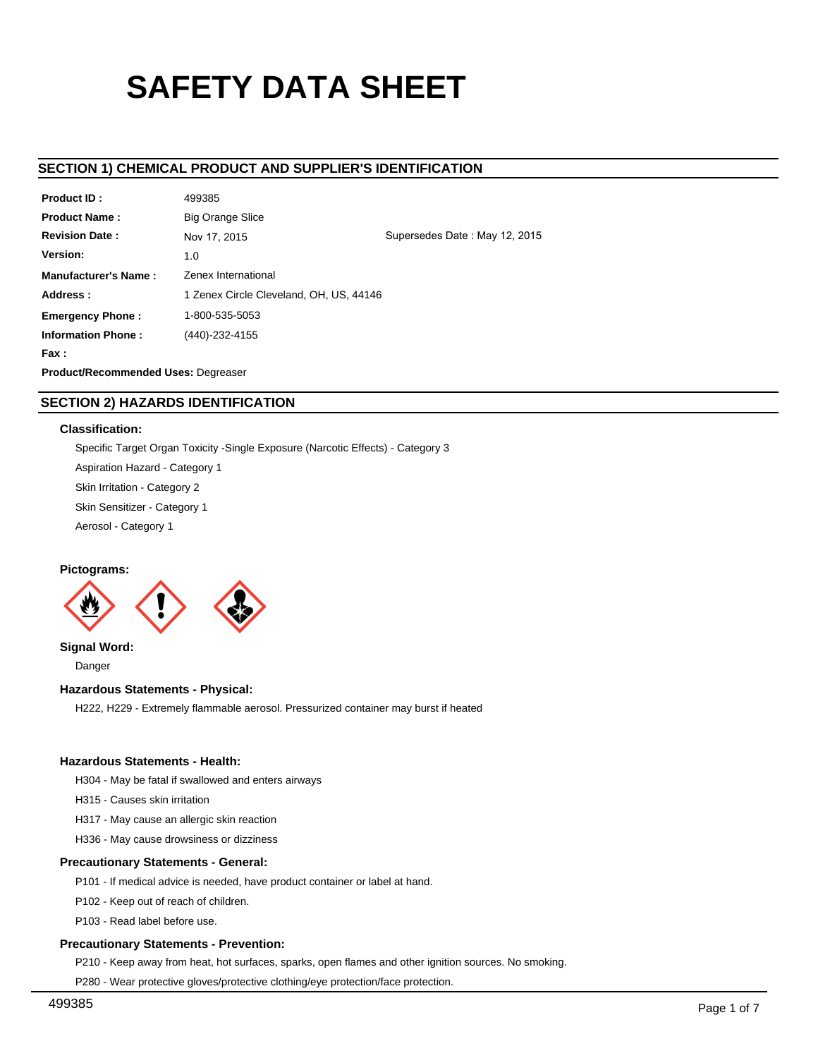# SAFETY DATA SHEET

## SECTION 1) CHEMICAL PRODUCT AND SUPPLIER'S IDENTIFICATION

| | | |
|---|---|---|
| **Product ID :** | 499385 | |
| **Product Name :** | Big Orange Slice | |
| **Revision Date :** | Nov 17, 2015 | Supersedes Date : May 12, 2015 |
| **Version:** | 1.0 | |
| **Manufacturer's Name :** | Zenex International | |
| **Address :** | 1 Zenex Circle Cleveland, OH, US, 44146 | |
| **Emergency Phone :** | 1-800-535-5053 | |
| **Information Phone :** | (440)-232-4155 | |
| **Fax :** | | |

**Product/Recommended Uses:** Degreaser

## SECTION 2) HAZARDS IDENTIFICATION

### Classification:

Specific Target Organ Toxicity -Single Exposure (Narcotic Effects) - Category 3

Aspiration Hazard - Category 1

Skin Irritation - Category 2

Skin Sensitizer - Category 1

Aerosol - Category 1

### Pictograms:

### Signal Word:

Danger

### Hazardous Statements - Physical:

H222, H229 - Extremely flammable aerosol. Pressurized container may burst if heated

### Hazardous Statements - Health:

H304 - May be fatal if swallowed and enters airways

H315 - Causes skin irritation

H317 - May cause an allergic skin reaction

H336 - May cause drowsiness or dizziness

### Precautionary Statements - General:

P101 - If medical advice is needed, have product container or label at hand.

P102 - Keep out of reach of children.

P103 - Read label before use.

### Precautionary Statements - Prevention:

P210 - Keep away from heat, hot surfaces, sparks, open flames and other ignition sources. No smoking.

P280 - Wear protective gloves/protective clothing/eye protection/face protection.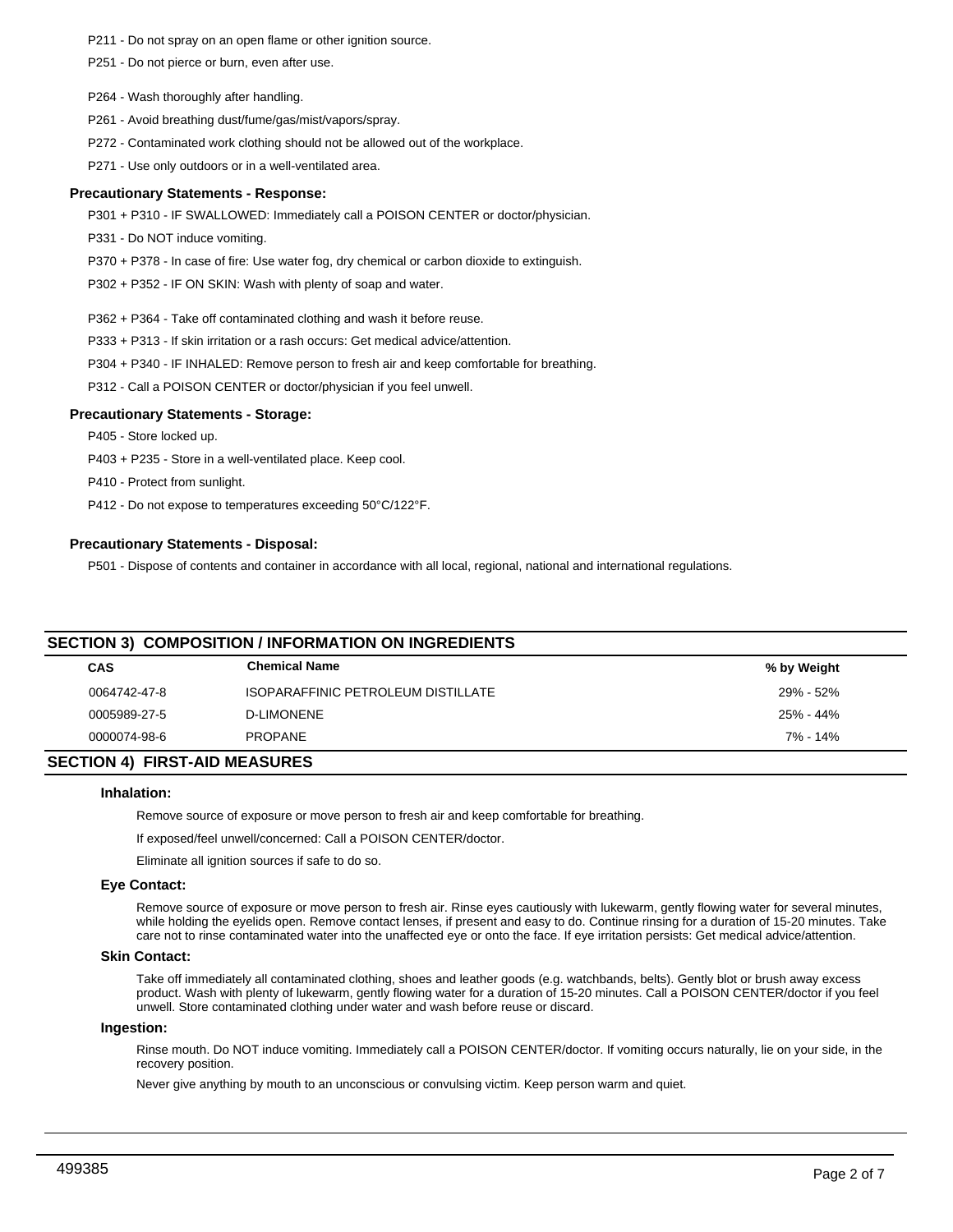P211 - Do not spray on an open flame or other ignition source.

P251 - Do not pierce or burn, even after use.

P264 - Wash thoroughly after handling.

P261 - Avoid breathing dust/fume/gas/mist/vapors/spray.

P272 - Contaminated work clothing should not be allowed out of the workplace.

P271 - Use only outdoors or in a well-ventilated area.

**Precautionary Statements - Response:**

P301 + P310 - IF SWALLOWED: Immediately call a POISON CENTER or doctor/physician.

P331 - Do NOT induce vomiting.

P370 + P378 - In case of fire: Use water fog, dry chemical or carbon dioxide to extinguish.

P302 + P352 - IF ON SKIN: Wash with plenty of soap and water.

P362 + P364 - Take off contaminated clothing and wash it before reuse.

P333 + P313 - If skin irritation or a rash occurs: Get medical advice/attention.

P304 + P340 - IF INHALED: Remove person to fresh air and keep comfortable for breathing.

P312 - Call a POISON CENTER or doctor/physician if you feel unwell.

**Precautionary Statements - Storage:**

P405 - Store locked up.

P403 + P235 - Store in a well-ventilated place. Keep cool.

P410 - Protect from sunlight.

P412 - Do not expose to temperatures exceeding 50°C/122°F.

**Precautionary Statements - Disposal:**

P501 - Dispose of contents and container in accordance with all local, regional, national and international regulations.

## SECTION 3) COMPOSITION / INFORMATION ON INGREDIENTS

| CAS | Chemical Name | % by Weight |
|---|---|---|
| 0064742-47-8 | ISOPARAFFINIC PETROLEUM DISTILLATE | 29% - 52% |
| 0005989-27-5 | D-LIMONENE | 25% - 44% |
| 0000074-98-6 | PROPANE | 7% - 14% |

## SECTION 4) FIRST-AID MEASURES

### Inhalation:

Remove source of exposure or move person to fresh air and keep comfortable for breathing.

If exposed/feel unwell/concerned: Call a POISON CENTER/doctor.

Eliminate all ignition sources if safe to do so.

### Eye Contact:

Remove source of exposure or move person to fresh air. Rinse eyes cautiously with lukewarm, gently flowing water for several minutes, while holding the eyelids open. Remove contact lenses, if present and easy to do. Continue rinsing for a duration of 15-20 minutes. Take care not to rinse contaminated water into the unaffected eye or onto the face. If eye irritation persists: Get medical advice/attention.

### Skin Contact:

Take off immediately all contaminated clothing, shoes and leather goods (e.g. watchbands, belts). Gently blot or brush away excess product. Wash with plenty of lukewarm, gently flowing water for a duration of 15-20 minutes. Call a POISON CENTER/doctor if you feel unwell. Store contaminated clothing under water and wash before reuse or discard.

### Ingestion:

Rinse mouth. Do NOT induce vomiting. Immediately call a POISON CENTER/doctor. If vomiting occurs naturally, lie on your side, in the recovery position.

Never give anything by mouth to an unconscious or convulsing victim. Keep person warm and quiet.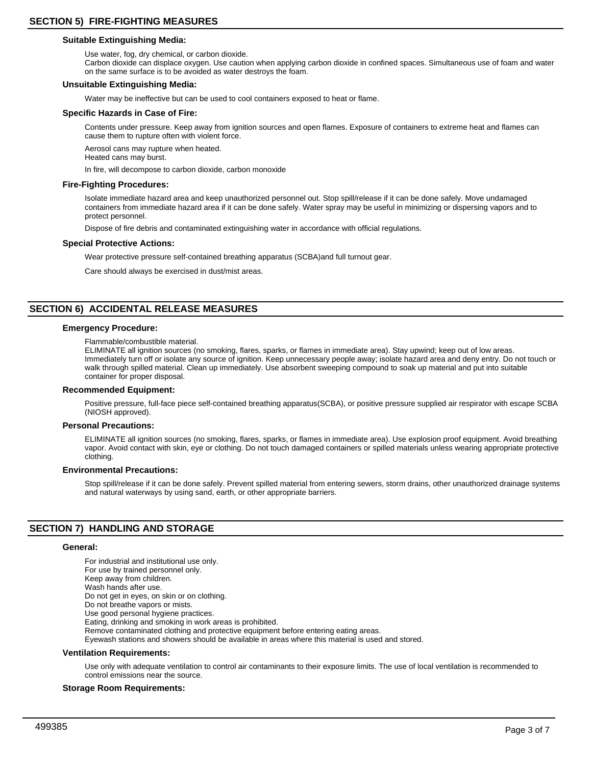## SECTION 5) FIRE-FIGHTING MEASURES

### Suitable Extinguishing Media:

Use water, fog, dry chemical, or carbon dioxide.
Carbon dioxide can displace oxygen. Use caution when applying carbon dioxide in confined spaces. Simultaneous use of foam and water on the same surface is to be avoided as water destroys the foam.

### Unsuitable Extinguishing Media:

Water may be ineffective but can be used to cool containers exposed to heat or flame.

### Specific Hazards in Case of Fire:

Contents under pressure. Keep away from ignition sources and open flames. Exposure of containers to extreme heat and flames can cause them to rupture often with violent force.

Aerosol cans may rupture when heated.
Heated cans may burst.

In fire, will decompose to carbon dioxide, carbon monoxide

### Fire-Fighting Procedures:

Isolate immediate hazard area and keep unauthorized personnel out. Stop spill/release if it can be done safely. Move undamaged containers from immediate hazard area if it can be done safely. Water spray may be useful in minimizing or dispersing vapors and to protect personnel.

Dispose of fire debris and contaminated extinguishing water in accordance with official regulations.

### Special Protective Actions:

Wear protective pressure self-contained breathing apparatus (SCBA)and full turnout gear.

Care should always be exercised in dust/mist areas.

## SECTION 6) ACCIDENTAL RELEASE MEASURES

### Emergency Procedure:

Flammable/combustible material.
ELIMINATE all ignition sources (no smoking, flares, sparks, or flames in immediate area). Stay upwind; keep out of low areas. Immediately turn off or isolate any source of ignition. Keep unnecessary people away; isolate hazard area and deny entry. Do not touch or walk through spilled material. Clean up immediately. Use absorbent sweeping compound to soak up material and put into suitable container for proper disposal.

### Recommended Equipment:

Positive pressure, full-face piece self-contained breathing apparatus(SCBA), or positive pressure supplied air respirator with escape SCBA (NIOSH approved).

### Personal Precautions:

ELIMINATE all ignition sources (no smoking, flares, sparks, or flames in immediate area). Use explosion proof equipment. Avoid breathing vapor. Avoid contact with skin, eye or clothing. Do not touch damaged containers or spilled materials unless wearing appropriate protective clothing.

### Environmental Precautions:

Stop spill/release if it can be done safely. Prevent spilled material from entering sewers, storm drains, other unauthorized drainage systems and natural waterways by using sand, earth, or other appropriate barriers.

## SECTION 7) HANDLING AND STORAGE

### General:

For industrial and institutional use only.
For use by trained personnel only.
Keep away from children.
Wash hands after use.
Do not get in eyes, on skin or on clothing.
Do not breathe vapors or mists.
Use good personal hygiene practices.
Eating, drinking and smoking in work areas is prohibited.
Remove contaminated clothing and protective equipment before entering eating areas.
Eyewash stations and showers should be available in areas where this material is used and stored.

### Ventilation Requirements:

Use only with adequate ventilation to control air contaminants to their exposure limits. The use of local ventilation is recommended to control emissions near the source.

### Storage Room Requirements: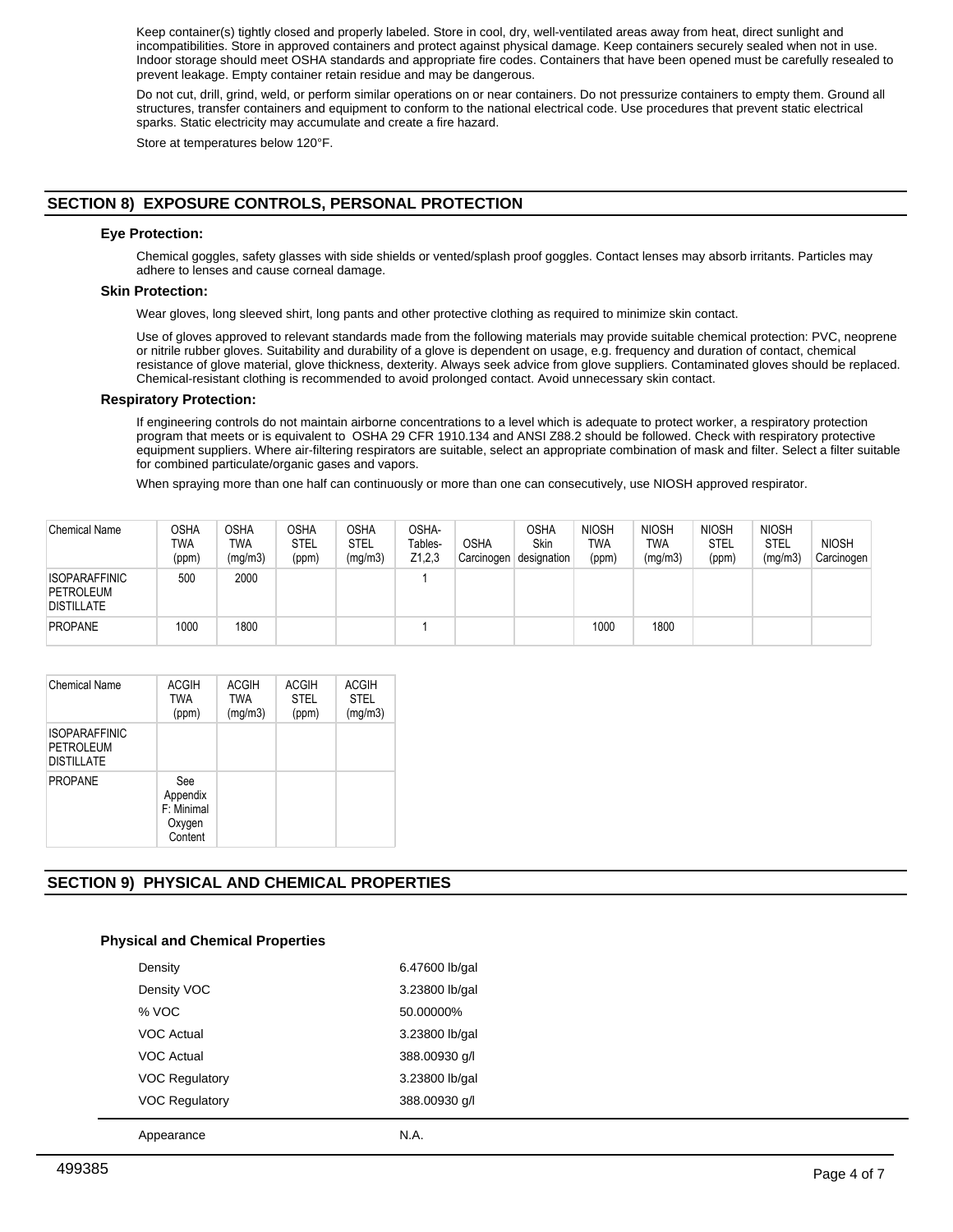Keep container(s) tightly closed and properly labeled. Store in cool, dry, well-ventilated areas away from heat, direct sunlight and incompatibilities. Store in approved containers and protect against physical damage. Keep containers securely sealed when not in use. Indoor storage should meet OSHA standards and appropriate fire codes. Containers that have been opened must be carefully resealed to prevent leakage. Empty container retain residue and may be dangerous.

Do not cut, drill, grind, weld, or perform similar operations on or near containers. Do not pressurize containers to empty them. Ground all structures, transfer containers and equipment to conform to the national electrical code. Use procedures that prevent static electrical sparks. Static electricity may accumulate and create a fire hazard.

Store at temperatures below 120°F.

## SECTION 8) EXPOSURE CONTROLS, PERSONAL PROTECTION

### Eye Protection:

Chemical goggles, safety glasses with side shields or vented/splash proof goggles. Contact lenses may absorb irritants. Particles may adhere to lenses and cause corneal damage.

### Skin Protection:

Wear gloves, long sleeved shirt, long pants and other protective clothing as required to minimize skin contact.

Use of gloves approved to relevant standards made from the following materials may provide suitable chemical protection: PVC, neoprene or nitrile rubber gloves. Suitability and durability of a glove is dependent on usage, e.g. frequency and duration of contact, chemical resistance of glove material, glove thickness, dexterity. Always seek advice from glove suppliers. Contaminated gloves should be replaced. Chemical-resistant clothing is recommended to avoid prolonged contact. Avoid unnecessary skin contact.

### Respiratory Protection:

If engineering controls do not maintain airborne concentrations to a level which is adequate to protect worker, a respiratory protection program that meets or is equivalent to OSHA 29 CFR 1910.134 and ANSI Z88.2 should be followed. Check with respiratory protective equipment suppliers. Where air-filtering respirators are suitable, select an appropriate combination of mask and filter. Select a filter suitable for combined particulate/organic gases and vapors.

When spraying more than one half can continuously or more than one can consecutively, use NIOSH approved respirator.

| Chemical Name | OSHA TWA (ppm) | OSHA TWA (mg/m3) | OSHA STEL (ppm) | OSHA STEL (mg/m3) | OSHA- Tables- Z1,2,3 | OSHA Carcinogen | OSHA Skin designation | NIOSH TWA (ppm) | NIOSH TWA (mg/m3) | NIOSH STEL (ppm) | NIOSH STEL (mg/m3) | NIOSH Carcinogen |
|---|---|---|---|---|---|---|---|---|---|---|---|---|
| ISOPARAFFINIC PETROLEUM DISTILLATE | 500 | 2000 | | | 1 | | | | | | | |
| PROPANE | 1000 | 1800 | | | 1 | | | 1000 | 1800 | | | |

| Chemical Name | ACGIH TWA (ppm) | ACGIH TWA (mg/m3) | ACGIH STEL (ppm) | ACGIH STEL (mg/m3) |
|---|---|---|---|---|
| ISOPARAFFINIC PETROLEUM DISTILLATE | | | | |
| PROPANE | See Appendix F: Minimal Oxygen Content | | | |

## SECTION 9) PHYSICAL AND CHEMICAL PROPERTIES

### Physical and Chemical Properties

| | |
|---|---|
| Density | 6.47600 lb/gal |
| Density VOC | 3.23800 lb/gal |
| % VOC | 50.00000% |
| VOC Actual | 3.23800 lb/gal |
| VOC Actual | 388.00930 g/l |
| VOC Regulatory | 3.23800 lb/gal |
| VOC Regulatory | 388.00930 g/l |
| Appearance | N.A. |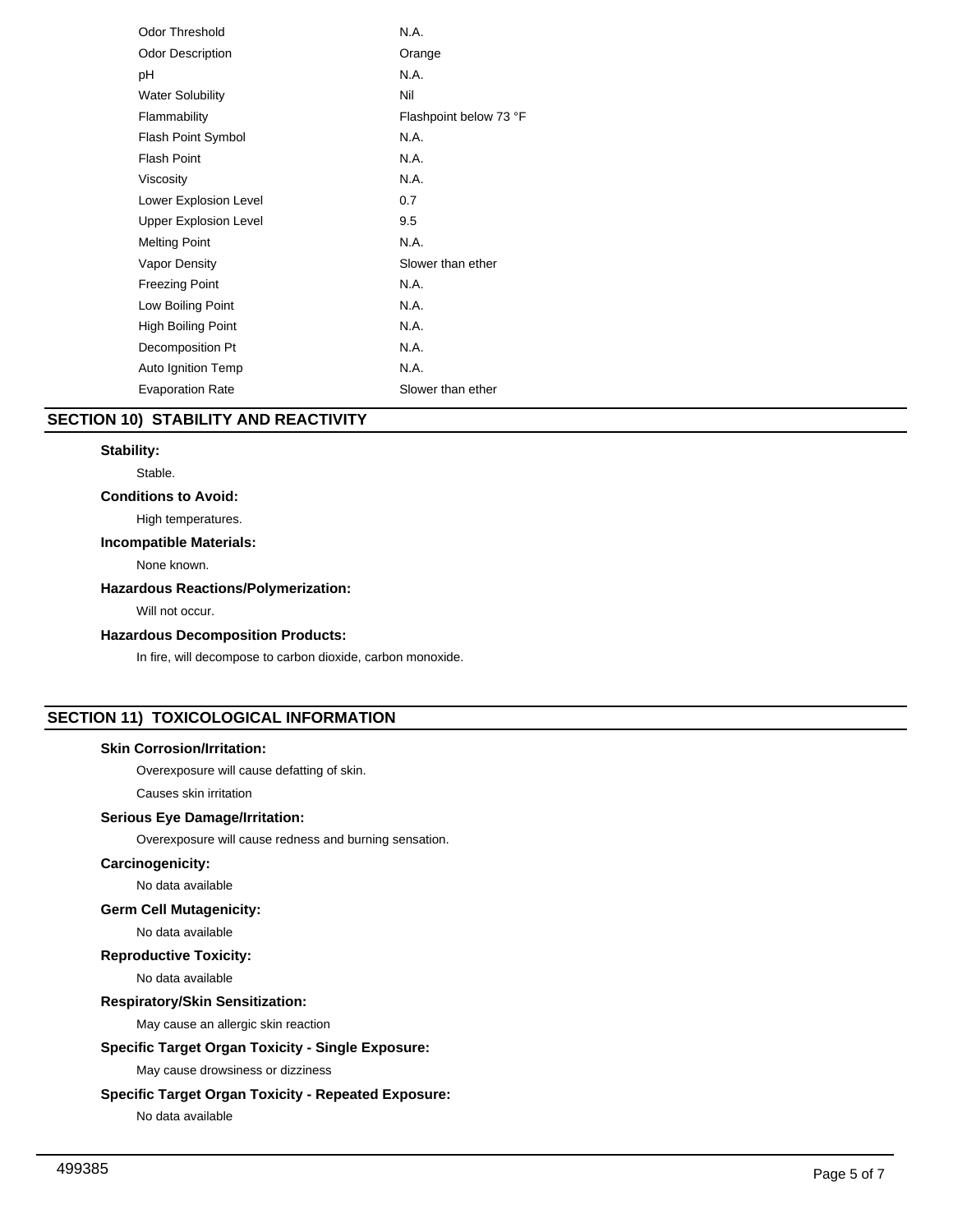| | |
|---|---|
| Odor Threshold | N.A. |
| Odor Description | Orange |
| pH | N.A. |
| Water Solubility | Nil |
| Flammability | Flashpoint below 73 °F |
| Flash Point Symbol | N.A. |
| Flash Point | N.A. |
| Viscosity | N.A. |
| Lower Explosion Level | 0.7 |
| Upper Explosion Level | 9.5 |
| Melting Point | N.A. |
| Vapor Density | Slower than ether |
| Freezing Point | N.A. |
| Low Boiling Point | N.A. |
| High Boiling Point | N.A. |
| Decomposition Pt | N.A. |
| Auto Ignition Temp | N.A. |
| Evaporation Rate | Slower than ether |

## SECTION 10) STABILITY AND REACTIVITY

**Stability:**

Stable.

**Conditions to Avoid:**

High temperatures.

**Incompatible Materials:**

None known.

**Hazardous Reactions/Polymerization:**

Will not occur.

**Hazardous Decomposition Products:**

In fire, will decompose to carbon dioxide, carbon monoxide.

## SECTION 11) TOXICOLOGICAL INFORMATION

**Skin Corrosion/Irritation:**

Overexposure will cause defatting of skin.

Causes skin irritation

**Serious Eye Damage/Irritation:**

Overexposure will cause redness and burning sensation.

**Carcinogenicity:**

No data available

**Germ Cell Mutagenicity:**

No data available

**Reproductive Toxicity:**

No data available

**Respiratory/Skin Sensitization:**

May cause an allergic skin reaction

**Specific Target Organ Toxicity - Single Exposure:**

May cause drowsiness or dizziness

**Specific Target Organ Toxicity - Repeated Exposure:**

No data available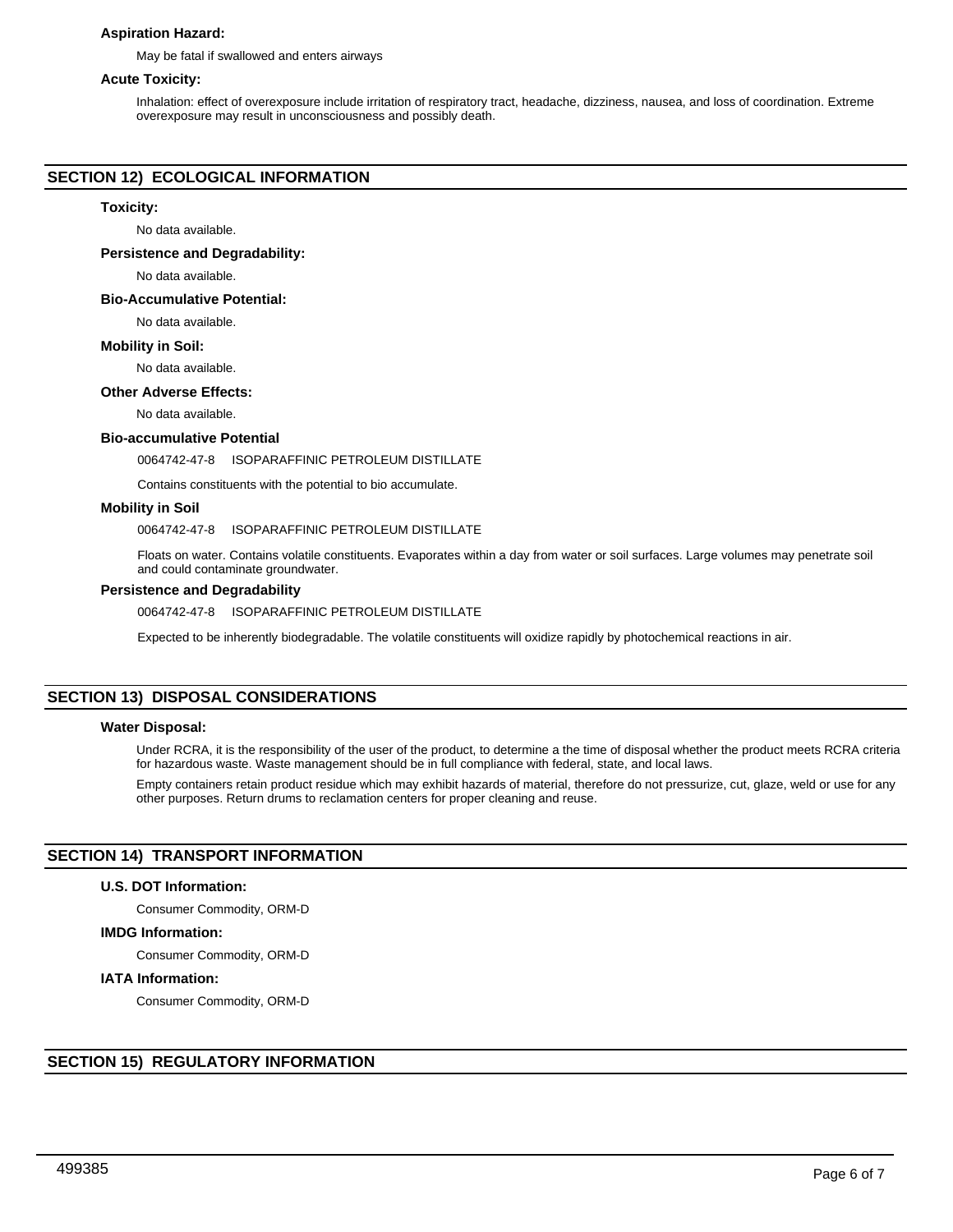### Aspiration Hazard:

May be fatal if swallowed and enters airways

### Acute Toxicity:

Inhalation: effect of overexposure include irritation of respiratory tract, headache, dizziness, nausea, and loss of coordination. Extreme overexposure may result in unconsciousness and possibly death.

## SECTION 12) ECOLOGICAL INFORMATION

### Toxicity:

No data available.

### Persistence and Degradability:

No data available.

### Bio-Accumulative Potential:

No data available.

### Mobility in Soil:

No data available.

### Other Adverse Effects:

No data available.

### Bio-accumulative Potential

0064742-47-8 ISOPARAFFINIC PETROLEUM DISTILLATE

Contains constituents with the potential to bio accumulate.

### Mobility in Soil

0064742-47-8 ISOPARAFFINIC PETROLEUM DISTILLATE

Floats on water. Contains volatile constituents. Evaporates within a day from water or soil surfaces. Large volumes may penetrate soil and could contaminate groundwater.

### Persistence and Degradability

0064742-47-8 ISOPARAFFINIC PETROLEUM DISTILLATE

Expected to be inherently biodegradable. The volatile constituents will oxidize rapidly by photochemical reactions in air.

## SECTION 13) DISPOSAL CONSIDERATIONS

### Water Disposal:

Under RCRA, it is the responsibility of the user of the product, to determine a the time of disposal whether the product meets RCRA criteria for hazardous waste. Waste management should be in full compliance with federal, state, and local laws.

Empty containers retain product residue which may exhibit hazards of material, therefore do not pressurize, cut, glaze, weld or use for any other purposes. Return drums to reclamation centers for proper cleaning and reuse.

## SECTION 14) TRANSPORT INFORMATION

### U.S. DOT Information:

Consumer Commodity, ORM-D

### IMDG Information:

Consumer Commodity, ORM-D

### IATA Information:

Consumer Commodity, ORM-D

## SECTION 15) REGULATORY INFORMATION

499385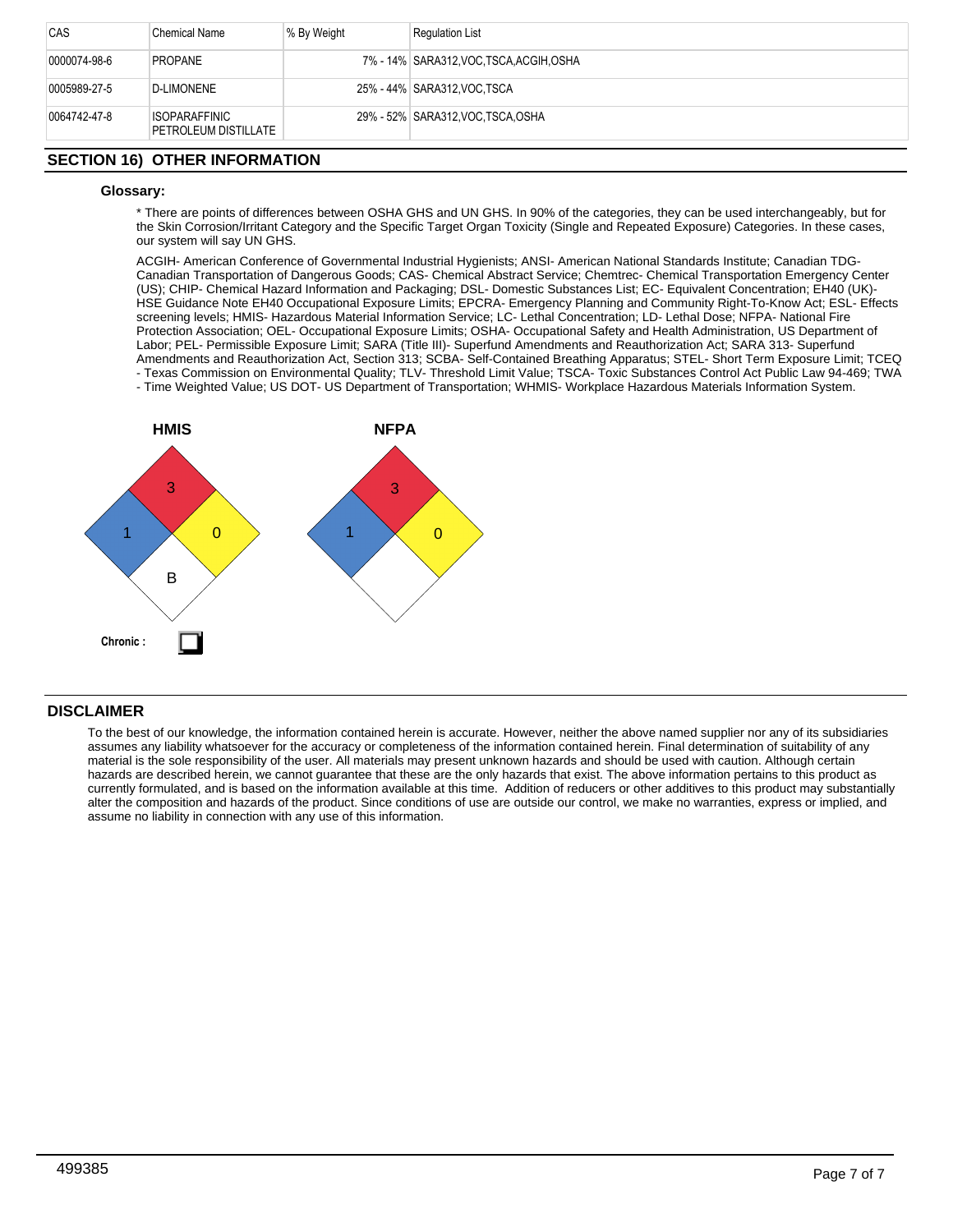| CAS | Chemical Name | % By Weight | Regulation List |
|---|---|---|---|
| 0000074-98-6 | PROPANE | 7% - 14% | SARA312,VOC,TSCA,ACGIH,OSHA |
| 0005989-27-5 | D-LIMONENE | 25% - 44% | SARA312,VOC,TSCA |
| 0064742-47-8 | ISOPARAFFINIC PETROLEUM DISTILLATE | 29% - 52% | SARA312,VOC,TSCA,OSHA |

## SECTION 16) OTHER INFORMATION

### Glossary:

* There are points of differences between OSHA GHS and UN GHS. In 90% of the categories, they can be used interchangeably, but for the Skin Corrosion/Irritant Category and the Specific Target Organ Toxicity (Single and Repeated Exposure) Categories. In these cases, our system will say UN GHS.

ACGIH- American Conference of Governmental Industrial Hygienists; ANSI- American National Standards Institute; Canadian TDG- Canadian Transportation of Dangerous Goods; CAS- Chemical Abstract Service; Chemtrec- Chemical Transportation Emergency Center (US); CHIP- Chemical Hazard Information and Packaging; DSL- Domestic Substances List; EC- Equivalent Concentration; EH40 (UK)- HSE Guidance Note EH40 Occupational Exposure Limits; EPCRA- Emergency Planning and Community Right-To-Know Act; ESL- Effects screening levels; HMIS- Hazardous Material Information Service; LC- Lethal Concentration; LD- Lethal Dose; NFPA- National Fire Protection Association; OEL- Occupational Exposure Limits; OSHA- Occupational Safety and Health Administration, US Department of Labor; PEL- Permissible Exposure Limit; SARA (Title III)- Superfund Amendments and Reauthorization Act; SARA 313- Superfund Amendments and Reauthorization Act, Section 313; SCBA- Self-Contained Breathing Apparatus; STEL- Short Term Exposure Limit; TCEQ - Texas Commission on Environmental Quality; TLV- Threshold Limit Value; TSCA- Toxic Substances Control Act Public Law 94-469; TWA - Time Weighted Value; US DOT- US Department of Transportation; WHMIS- Workplace Hazardous Materials Information System.

**HMIS**

3

1

0

B

**Chronic :**

**NFPA**

3

1

0

## DISCLAIMER

To the best of our knowledge, the information contained herein is accurate. However, neither the above named supplier nor any of its subsidiaries assumes any liability whatsoever for the accuracy or completeness of the information contained herein. Final determination of suitability of any material is the sole responsibility of the user. All materials may present unknown hazards and should be used with caution. Although certain hazards are described herein, we cannot guarantee that these are the only hazards that exist. The above information pertains to this product as currently formulated, and is based on the information available at this time. Addition of reducers or other additives to this product may substantially alter the composition and hazards of the product. Since conditions of use are outside our control, we make no warranties, express or implied, and assume no liability in connection with any use of this information.

499385